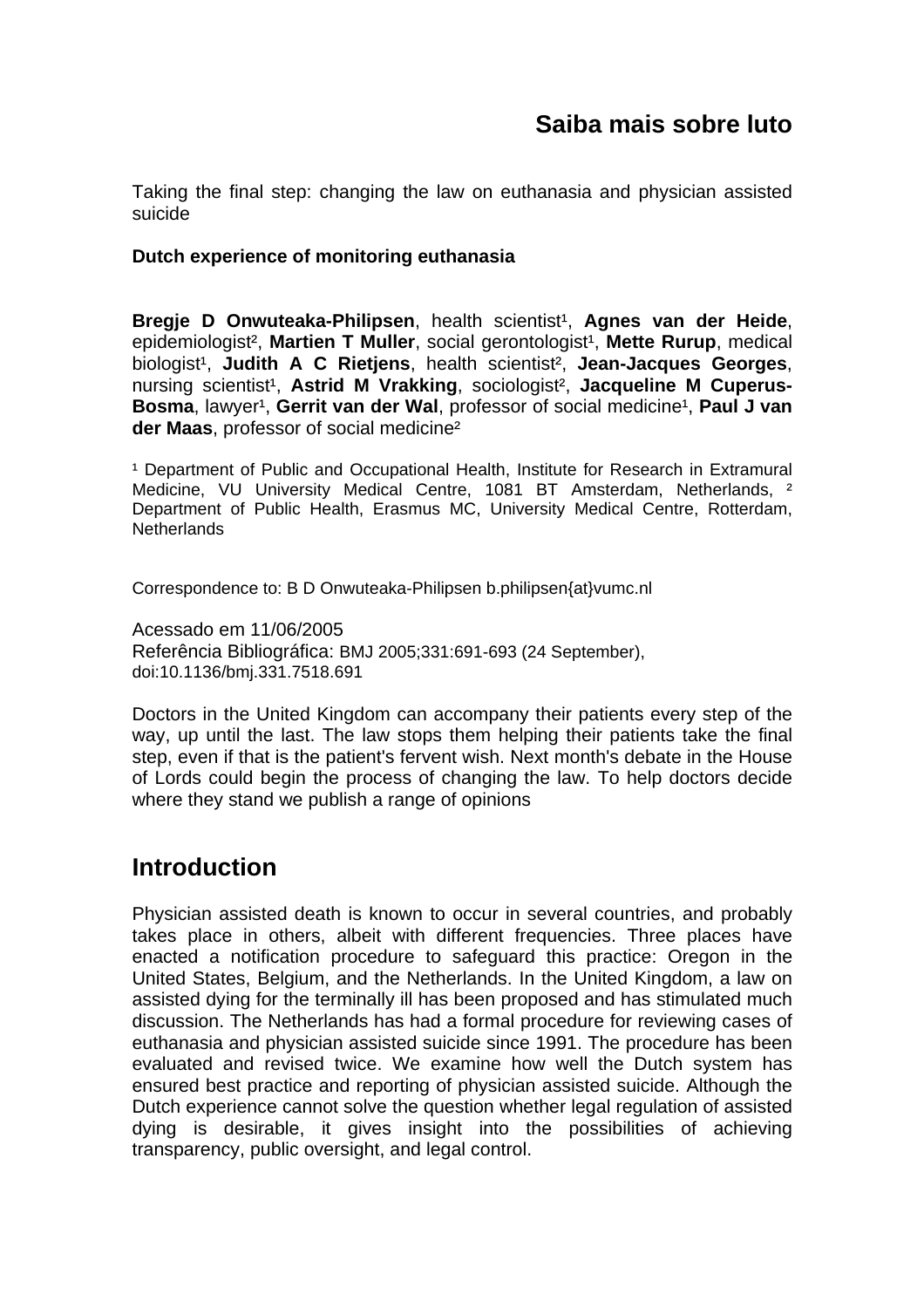# Saiba mais sobre luto

Taking the final step: changing the law on euthanasia and physician assisted suicide

**Dutch experience of monitoring euthanasia**

**Bregje D Onwuteaka-Philipsen**, health scientist[1], **Agnes van der Heide**, epidemiologist[2], **Martien T Muller**, social gerontologist[1], **Mette Rurup**, medical biologist[1], **Judith A C Rietjens**, health scientist[2], **Jean-Jacques Georges**, nursing scientist[1], **Astrid M Vrakking**, sociologist[2], **Jacqueline M Cuperus-Bosma**, lawyer[1], **Gerrit van der Wal**, professor of social medicine[1], **Paul J van der Maas**, professor of social medicine[2]

[1] Department of Public and Occupational Health, Institute for Research in Extramural Medicine, VU University Medical Centre, 1081 BT Amsterdam, Netherlands, [2] Department of Public Health, Erasmus MC, University Medical Centre, Rotterdam, Netherlands

Correspondence to: B D Onwuteaka-Philipsen b.philipsen{at}vumc.nl

Acessado em 11/06/2005
Referência Bibliográfica: BMJ 2005;331:691-693 (24 September), doi:10.1136/bmj.331.7518.691

Doctors in the United Kingdom can accompany their patients every step of the way, up until the last. The law stops them helping their patients take the final step, even if that is the patient's fervent wish. Next month's debate in the House of Lords could begin the process of changing the law. To help doctors decide where they stand we publish a range of opinions

## Introduction

Physician assisted death is known to occur in several countries, and probably takes place in others, albeit with different frequencies. Three places have enacted a notification procedure to safeguard this practice: Oregon in the United States, Belgium, and the Netherlands. In the United Kingdom, a law on assisted dying for the terminally ill has been proposed and has stimulated much discussion. The Netherlands has had a formal procedure for reviewing cases of euthanasia and physician assisted suicide since 1991. The procedure has been evaluated and revised twice. We examine how well the Dutch system has ensured best practice and reporting of physician assisted suicide. Although the Dutch experience cannot solve the question whether legal regulation of assisted dying is desirable, it gives insight into the possibilities of achieving transparency, public oversight, and legal control.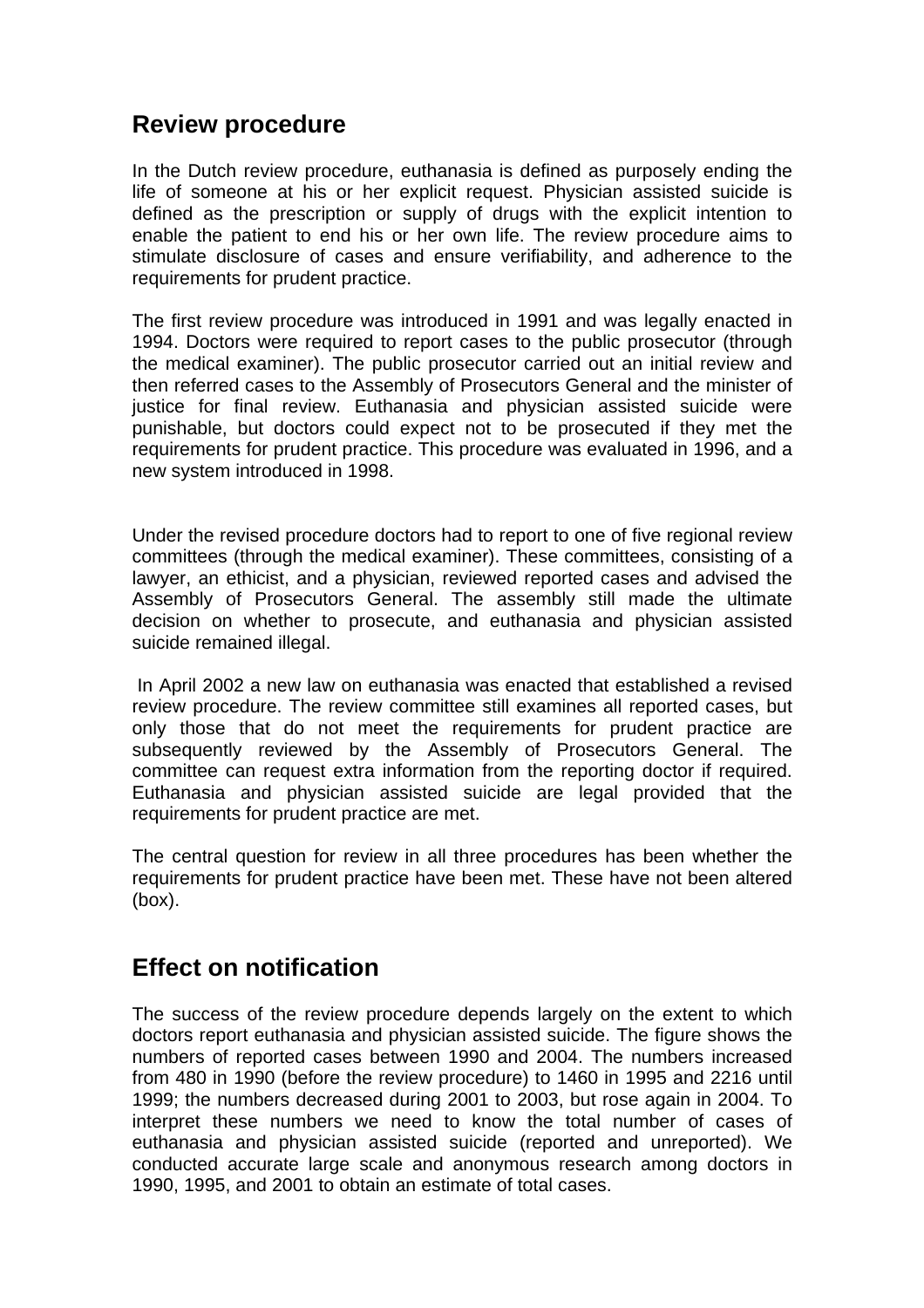## Review procedure

In the Dutch review procedure, euthanasia is defined as purposely ending the life of someone at his or her explicit request. Physician assisted suicide is defined as the prescription or supply of drugs with the explicit intention to enable the patient to end his or her own life. The review procedure aims to stimulate disclosure of cases and ensure verifiability, and adherence to the requirements for prudent practice.

The first review procedure was introduced in 1991 and was legally enacted in 1994. Doctors were required to report cases to the public prosecutor (through the medical examiner). The public prosecutor carried out an initial review and then referred cases to the Assembly of Prosecutors General and the minister of justice for final review. Euthanasia and physician assisted suicide were punishable, but doctors could expect not to be prosecuted if they met the requirements for prudent practice. This procedure was evaluated in 1996, and a new system introduced in 1998.

Under the revised procedure doctors had to report to one of five regional review committees (through the medical examiner). These committees, consisting of a lawyer, an ethicist, and a physician, reviewed reported cases and advised the Assembly of Prosecutors General. The assembly still made the ultimate decision on whether to prosecute, and euthanasia and physician assisted suicide remained illegal.

In April 2002 a new law on euthanasia was enacted that established a revised review procedure. The review committee still examines all reported cases, but only those that do not meet the requirements for prudent practice are subsequently reviewed by the Assembly of Prosecutors General. The committee can request extra information from the reporting doctor if required. Euthanasia and physician assisted suicide are legal provided that the requirements for prudent practice are met.

The central question for review in all three procedures has been whether the requirements for prudent practice have been met. These have not been altered (box).

## Effect on notification

The success of the review procedure depends largely on the extent to which doctors report euthanasia and physician assisted suicide. The figure shows the numbers of reported cases between 1990 and 2004. The numbers increased from 480 in 1990 (before the review procedure) to 1460 in 1995 and 2216 until 1999; the numbers decreased during 2001 to 2003, but rose again in 2004. To interpret these numbers we need to know the total number of cases of euthanasia and physician assisted suicide (reported and unreported). We conducted accurate large scale and anonymous research among doctors in 1990, 1995, and 2001 to obtain an estimate of total cases.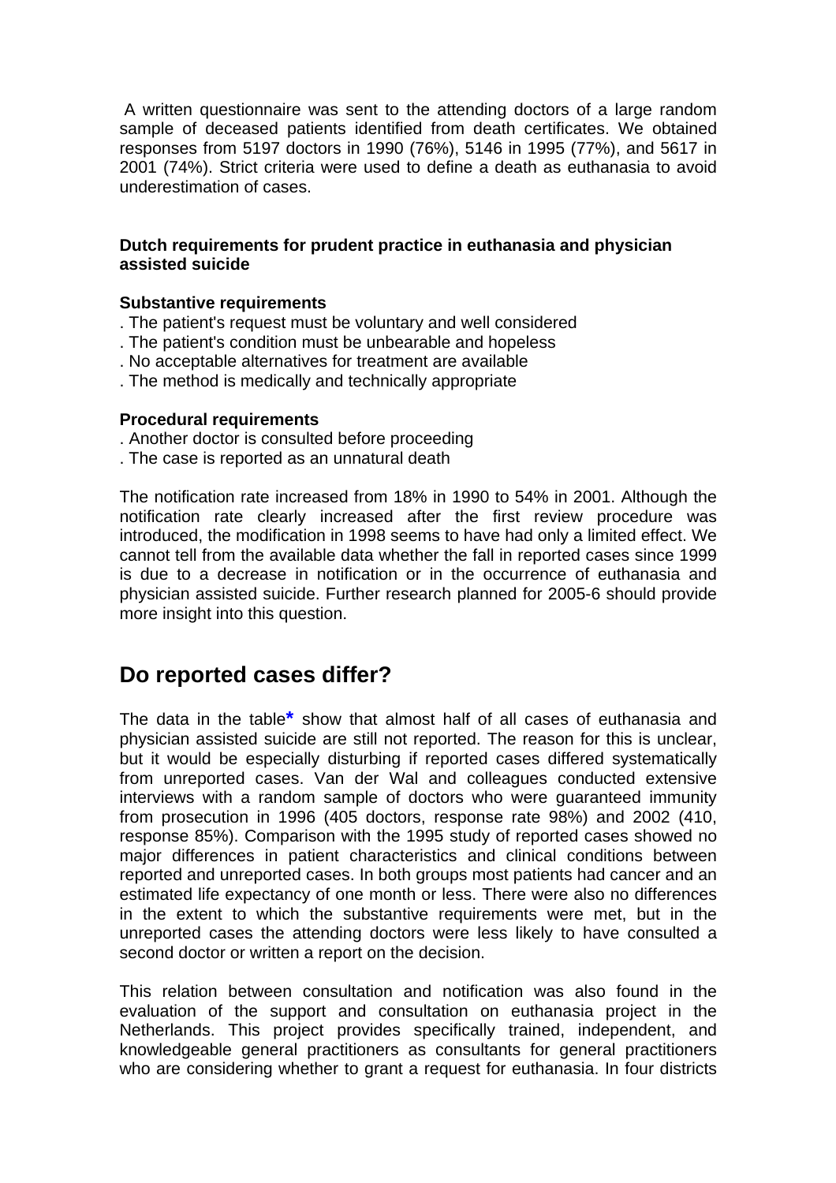A written questionnaire was sent to the attending doctors of a large random sample of deceased patients identified from death certificates. We obtained responses from 5197 doctors in 1990 (76%), 5146 in 1995 (77%), and 5617 in 2001 (74%). Strict criteria were used to define a death as euthanasia to avoid underestimation of cases.

**Dutch requirements for prudent practice in euthanasia and physician assisted suicide**

**Substantive requirements**

. The patient's request must be voluntary and well considered
. The patient's condition must be unbearable and hopeless
. No acceptable alternatives for treatment are available
. The method is medically and technically appropriate

**Procedural requirements**

. Another doctor is consulted before proceeding
. The case is reported as an unnatural death

The notification rate increased from 18% in 1990 to 54% in 2001. Although the notification rate clearly increased after the first review procedure was introduced, the modification in 1998 seems to have had only a limited effect. We cannot tell from the available data whether the fall in reported cases since 1999 is due to a decrease in notification or in the occurrence of euthanasia and physician assisted suicide. Further research planned for 2005-6 should provide more insight into this question.

## Do reported cases differ?

The data in the table* show that almost half of all cases of euthanasia and physician assisted suicide are still not reported. The reason for this is unclear, but it would be especially disturbing if reported cases differed systematically from unreported cases. Van der Wal and colleagues conducted extensive interviews with a random sample of doctors who were guaranteed immunity from prosecution in 1996 (405 doctors, response rate 98%) and 2002 (410, response 85%). Comparison with the 1995 study of reported cases showed no major differences in patient characteristics and clinical conditions between reported and unreported cases. In both groups most patients had cancer and an estimated life expectancy of one month or less. There were also no differences in the extent to which the substantive requirements were met, but in the unreported cases the attending doctors were less likely to have consulted a second doctor or written a report on the decision.

This relation between consultation and notification was also found in the evaluation of the support and consultation on euthanasia project in the Netherlands. This project provides specifically trained, independent, and knowledgeable general practitioners as consultants for general practitioners who are considering whether to grant a request for euthanasia. In four districts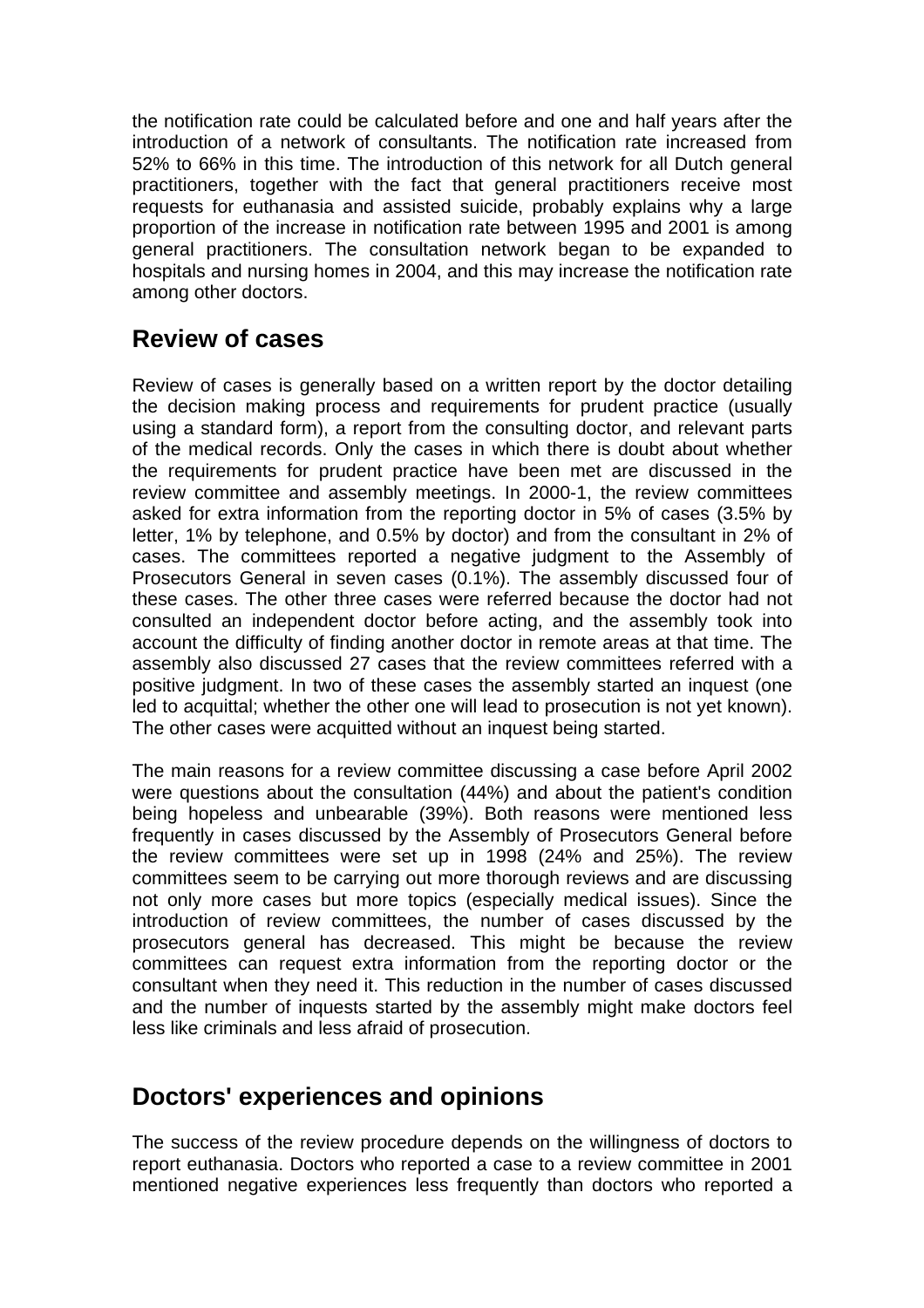the notification rate could be calculated before and one and half years after the introduction of a network of consultants. The notification rate increased from 52% to 66% in this time. The introduction of this network for all Dutch general practitioners, together with the fact that general practitioners receive most requests for euthanasia and assisted suicide, probably explains why a large proportion of the increase in notification rate between 1995 and 2001 is among general practitioners. The consultation network began to be expanded to hospitals and nursing homes in 2004, and this may increase the notification rate among other doctors.

## Review of cases

Review of cases is generally based on a written report by the doctor detailing the decision making process and requirements for prudent practice (usually using a standard form), a report from the consulting doctor, and relevant parts of the medical records. Only the cases in which there is doubt about whether the requirements for prudent practice have been met are discussed in the review committee and assembly meetings. In 2000-1, the review committees asked for extra information from the reporting doctor in 5% of cases (3.5% by letter, 1% by telephone, and 0.5% by doctor) and from the consultant in 2% of cases. The committees reported a negative judgment to the Assembly of Prosecutors General in seven cases (0.1%). The assembly discussed four of these cases. The other three cases were referred because the doctor had not consulted an independent doctor before acting, and the assembly took into account the difficulty of finding another doctor in remote areas at that time. The assembly also discussed 27 cases that the review committees referred with a positive judgment. In two of these cases the assembly started an inquest (one led to acquittal; whether the other one will lead to prosecution is not yet known). The other cases were acquitted without an inquest being started.

The main reasons for a review committee discussing a case before April 2002 were questions about the consultation (44%) and about the patient's condition being hopeless and unbearable (39%). Both reasons were mentioned less frequently in cases discussed by the Assembly of Prosecutors General before the review committees were set up in 1998 (24% and 25%). The review committees seem to be carrying out more thorough reviews and are discussing not only more cases but more topics (especially medical issues). Since the introduction of review committees, the number of cases discussed by the prosecutors general has decreased. This might be because the review committees can request extra information from the reporting doctor or the consultant when they need it. This reduction in the number of cases discussed and the number of inquests started by the assembly might make doctors feel less like criminals and less afraid of prosecution.

## Doctors' experiences and opinions

The success of the review procedure depends on the willingness of doctors to report euthanasia. Doctors who reported a case to a review committee in 2001 mentioned negative experiences less frequently than doctors who reported a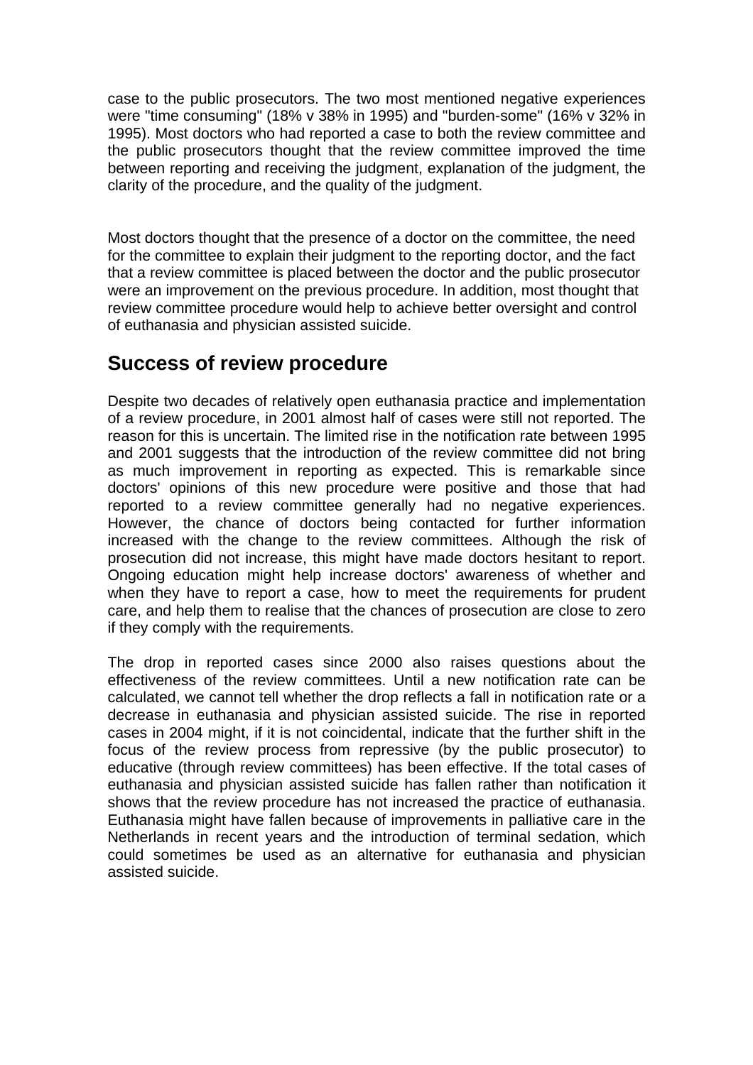case to the public prosecutors. The two most mentioned negative experiences were "time consuming" (18% v 38% in 1995) and "burden-some" (16% v 32% in 1995). Most doctors who had reported a case to both the review committee and the public prosecutors thought that the review committee improved the time between reporting and receiving the judgment, explanation of the judgment, the clarity of the procedure, and the quality of the judgment.

Most doctors thought that the presence of a doctor on the committee, the need for the committee to explain their judgment to the reporting doctor, and the fact that a review committee is placed between the doctor and the public prosecutor were an improvement on the previous procedure. In addition, most thought that review committee procedure would help to achieve better oversight and control of euthanasia and physician assisted suicide.

## Success of review procedure

Despite two decades of relatively open euthanasia practice and implementation of a review procedure, in 2001 almost half of cases were still not reported. The reason for this is uncertain. The limited rise in the notification rate between 1995 and 2001 suggests that the introduction of the review committee did not bring as much improvement in reporting as expected. This is remarkable since doctors' opinions of this new procedure were positive and those that had reported to a review committee generally had no negative experiences. However, the chance of doctors being contacted for further information increased with the change to the review committees. Although the risk of prosecution did not increase, this might have made doctors hesitant to report. Ongoing education might help increase doctors' awareness of whether and when they have to report a case, how to meet the requirements for prudent care, and help them to realise that the chances of prosecution are close to zero if they comply with the requirements.

The drop in reported cases since 2000 also raises questions about the effectiveness of the review committees. Until a new notification rate can be calculated, we cannot tell whether the drop reflects a fall in notification rate or a decrease in euthanasia and physician assisted suicide. The rise in reported cases in 2004 might, if it is not coincidental, indicate that the further shift in the focus of the review process from repressive (by the public prosecutor) to educative (through review committees) has been effective. If the total cases of euthanasia and physician assisted suicide has fallen rather than notification it shows that the review procedure has not increased the practice of euthanasia. Euthanasia might have fallen because of improvements in palliative care in the Netherlands in recent years and the introduction of terminal sedation, which could sometimes be used as an alternative for euthanasia and physician assisted suicide.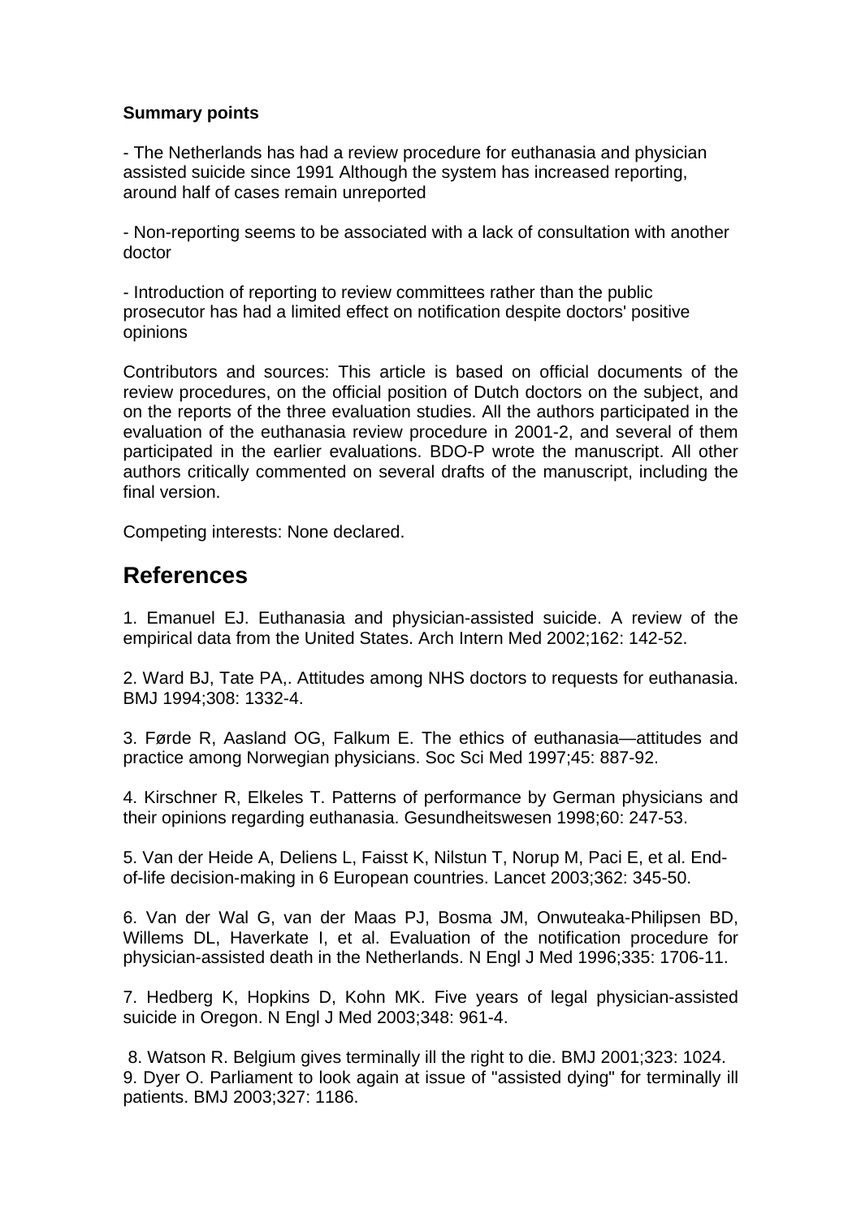**Summary points**

- The Netherlands has had a review procedure for euthanasia and physician assisted suicide since 1991 Although the system has increased reporting, around half of cases remain unreported

- Non-reporting seems to be associated with a lack of consultation with another doctor

- Introduction of reporting to review committees rather than the public prosecutor has had a limited effect on notification despite doctors' positive opinions

Contributors and sources: This article is based on official documents of the review procedures, on the official position of Dutch doctors on the subject, and on the reports of the three evaluation studies. All the authors participated in the evaluation of the euthanasia review procedure in 2001-2, and several of them participated in the earlier evaluations. BDO-P wrote the manuscript. All other authors critically commented on several drafts of the manuscript, including the final version.

Competing interests: None declared.

## References

1. Emanuel EJ. Euthanasia and physician-assisted suicide. A review of the empirical data from the United States. Arch Intern Med 2002;162: 142-52.

2. Ward BJ, Tate PA,. Attitudes among NHS doctors to requests for euthanasia. BMJ 1994;308: 1332-4.

3. Førde R, Aasland OG, Falkum E. The ethics of euthanasia—attitudes and practice among Norwegian physicians. Soc Sci Med 1997;45: 887-92.

4. Kirschner R, Elkeles T. Patterns of performance by German physicians and their opinions regarding euthanasia. Gesundheitswesen 1998;60: 247-53.

5. Van der Heide A, Deliens L, Faisst K, Nilstun T, Norup M, Paci E, et al. End-of-life decision-making in 6 European countries. Lancet 2003;362: 345-50.

6. Van der Wal G, van der Maas PJ, Bosma JM, Onwuteaka-Philipsen BD, Willems DL, Haverkate I, et al. Evaluation of the notification procedure for physician-assisted death in the Netherlands. N Engl J Med 1996;335: 1706-11.

7. Hedberg K, Hopkins D, Kohn MK. Five years of legal physician-assisted suicide in Oregon. N Engl J Med 2003;348: 961-4.

8. Watson R. Belgium gives terminally ill the right to die. BMJ 2001;323: 1024.

9. Dyer O. Parliament to look again at issue of "assisted dying" for terminally ill patients. BMJ 2003;327: 1186.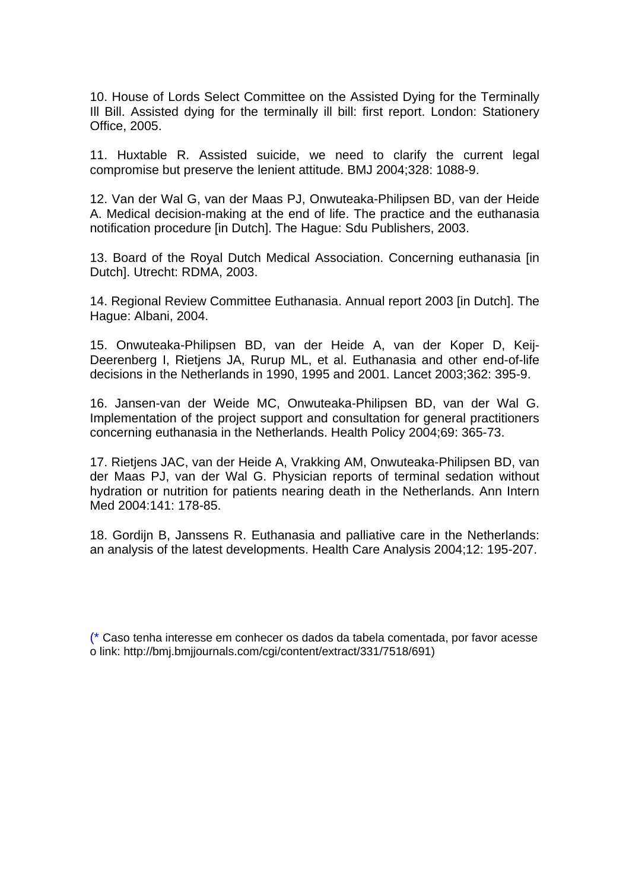10. House of Lords Select Committee on the Assisted Dying for the Terminally Ill Bill. Assisted dying for the terminally ill bill: first report. London: Stationery Office, 2005.

11. Huxtable R. Assisted suicide, we need to clarify the current legal compromise but preserve the lenient attitude. BMJ 2004;328: 1088-9.

12. Van der Wal G, van der Maas PJ, Onwuteaka-Philipsen BD, van der Heide A. Medical decision-making at the end of life. The practice and the euthanasia notification procedure [in Dutch]. The Hague: Sdu Publishers, 2003.

13. Board of the Royal Dutch Medical Association. Concerning euthanasia [in Dutch]. Utrecht: RDMA, 2003.

14. Regional Review Committee Euthanasia. Annual report 2003 [in Dutch]. The Hague: Albani, 2004.

15. Onwuteaka-Philipsen BD, van der Heide A, van der Koper D, Keij-Deerenberg I, Rietjens JA, Rurup ML, et al. Euthanasia and other end-of-life decisions in the Netherlands in 1990, 1995 and 2001. Lancet 2003;362: 395-9.

16. Jansen-van der Weide MC, Onwuteaka-Philipsen BD, van der Wal G. Implementation of the project support and consultation for general practitioners concerning euthanasia in the Netherlands. Health Policy 2004;69: 365-73.

17. Rietjens JAC, van der Heide A, Vrakking AM, Onwuteaka-Philipsen BD, van der Maas PJ, van der Wal G. Physician reports of terminal sedation without hydration or nutrition for patients nearing death in the Netherlands. Ann Intern Med 2004:141: 178-85.

18. Gordijn B, Janssens R. Euthanasia and palliative care in the Netherlands: an analysis of the latest developments. Health Care Analysis 2004;12: 195-207.

(* Caso tenha interesse em conhecer os dados da tabela comentada, por favor acesse o link: http://bmj.bmjjournals.com/cgi/content/extract/331/7518/691)